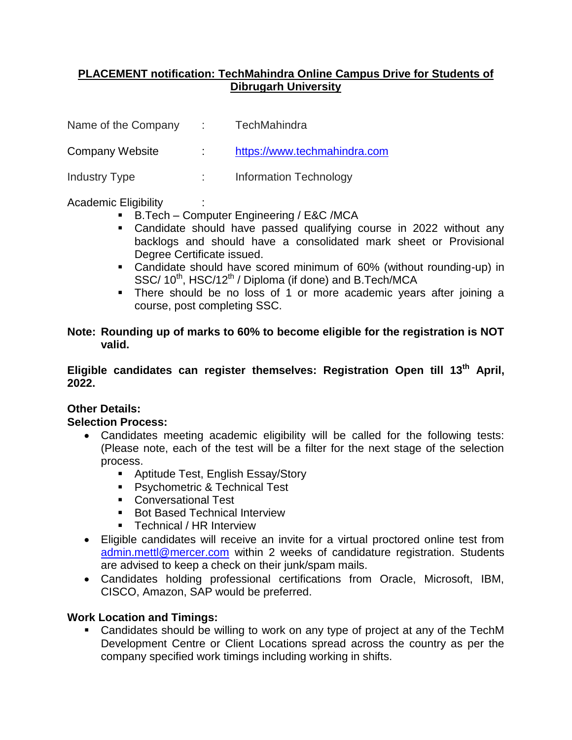# PLACEMENT notification: TechMahindra Online Campus Drive for Students of Dibrugarh University

Name of the Company : TechMahindra

Company Website : https://www.techmahindra.com

Industry Type : Information Technology

Academic Eligibility :

- B.Tech – Computer Engineering / E&C /MCA
- Candidate should have passed qualifying course in 2022 without any backlogs and should have a consolidated mark sheet or Provisional Degree Certificate issued.
- Candidate should have scored minimum of 60% (without rounding-up) in SSC/ 10th, HSC/12th / Diploma (if done) and B.Tech/MCA
- There should be no loss of 1 or more academic years after joining a course, post completing SSC.

**Note: Rounding up of marks to 60% to become eligible for the registration is NOT valid.**

**Eligible candidates can register themselves: Registration Open till 13th April, 2022.**

**Other Details:**

**Selection Process:**

- Candidates meeting academic eligibility will be called for the following tests: (Please note, each of the test will be a filter for the next stage of the selection process.
  - Aptitude Test, English Essay/Story
  - Psychometric & Technical Test
  - Conversational Test
  - Bot Based Technical Interview
  - Technical / HR Interview
- Eligible candidates will receive an invite for a virtual proctored online test from admin.mettl@mercer.com within 2 weeks of candidature registration. Students are advised to keep a check on their junk/spam mails.
- Candidates holding professional certifications from Oracle, Microsoft, IBM, CISCO, Amazon, SAP would be preferred.

**Work Location and Timings:**

- Candidates should be willing to work on any type of project at any of the TechM Development Centre or Client Locations spread across the country as per the company specified work timings including working in shifts.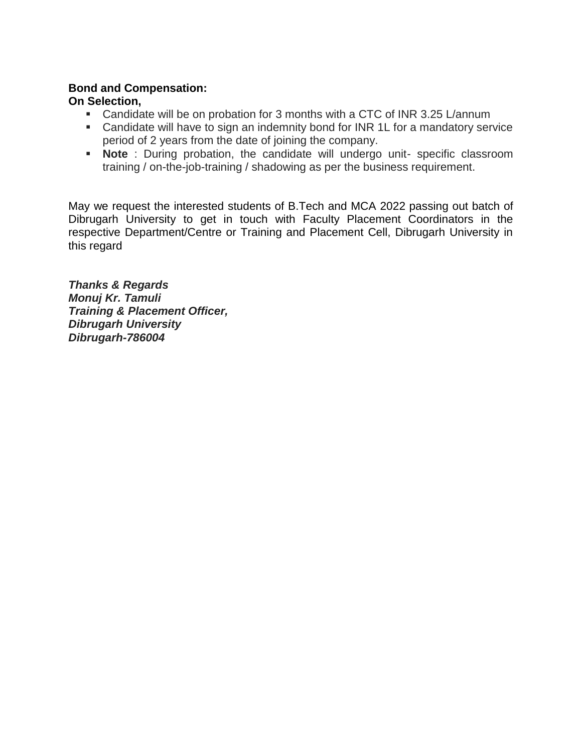**Bond and Compensation:**
**On Selection,**

- Candidate will be on probation for 3 months with a CTC of INR 3.25 L/annum
- Candidate will have to sign an indemnity bond for INR 1L for a mandatory service period of 2 years from the date of joining the company.
- **Note** : During probation, the candidate will undergo unit- specific classroom training / on-the-job-training / shadowing as per the business requirement.

May we request the interested students of B.Tech and MCA 2022 passing out batch of Dibrugarh University to get in touch with Faculty Placement Coordinators in the respective Department/Centre or Training and Placement Cell, Dibrugarh University in this regard

***Thanks & Regards***
***Monuj Kr. Tamuli***
***Training & Placement Officer,***
***Dibrugarh University***
***Dibrugarh-786004***